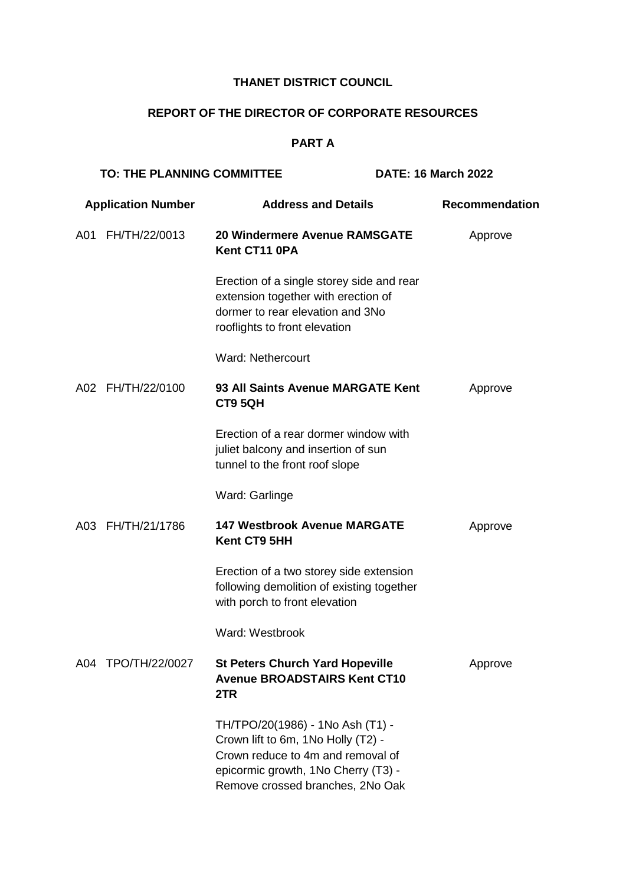**THANET DISTRICT COUNCIL**

**REPORT OF THE DIRECTOR OF CORPORATE RESOURCES**

**PART A**

**TO: THE PLANNING COMMITTEE** **DATE: 16 March 2022**

| Application Number | Address and Details | Recommendation |
|---|---|---|
| A01 FH/TH/22/0013 | **20 Windermere Avenue RAMSGATE Kent CT11 0PA**<br><br>Erection of a single storey side and rear extension together with erection of dormer to rear elevation and 3No rooflights to front elevation<br><br>Ward: Nethercourt | Approve |
| A02 FH/TH/22/0100 | **93 All Saints Avenue MARGATE Kent CT9 5QH**<br><br>Erection of a rear dormer window with juliet balcony and insertion of sun tunnel to the front roof slope<br><br>Ward: Garlinge | Approve |
| A03 FH/TH/21/1786 | **147 Westbrook Avenue MARGATE Kent CT9 5HH**<br><br>Erection of a two storey side extension following demolition of existing together with porch to front elevation<br><br>Ward: Westbrook | Approve |
| A04 TPO/TH/22/0027 | **St Peters Church Yard Hopeville Avenue BROADSTAIRS Kent CT10 2TR**<br><br>TH/TPO/20(1986) - 1No Ash (T1) - Crown lift to 6m, 1No Holly (T2) - Crown reduce to 4m and removal of epicormic growth, 1No Cherry (T3) - Remove crossed branches, 2No Oak | Approve |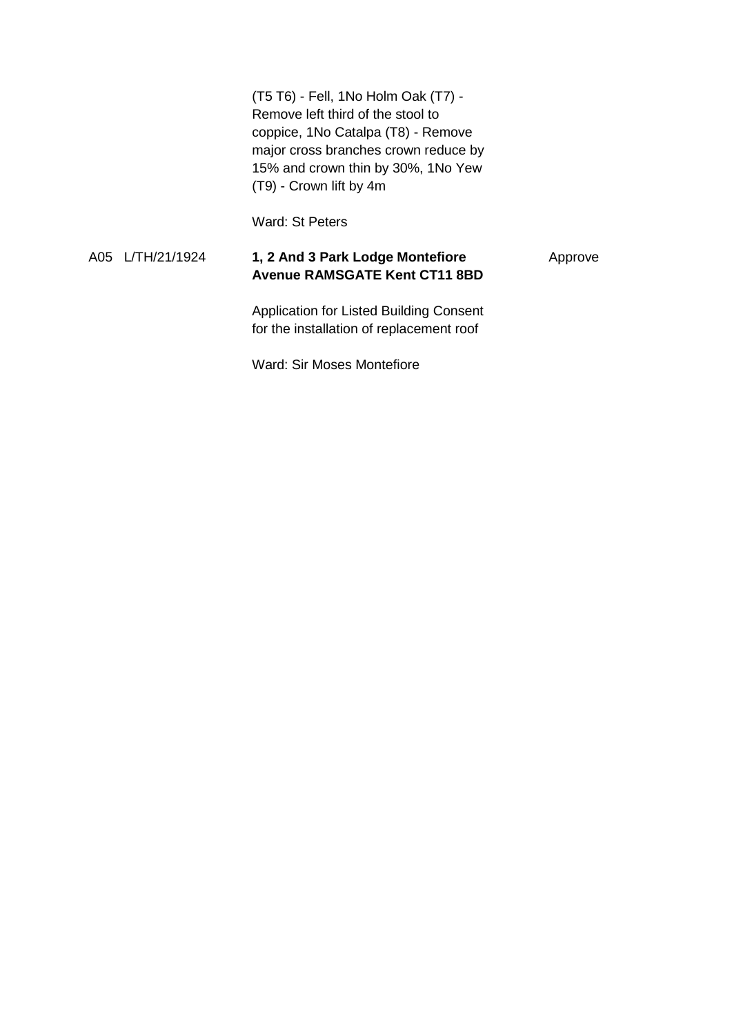|  |  | (T5 T6) - Fell, 1No Holm Oak (T7) - Remove left third of the stool to coppice, 1No Catalpa (T8) - Remove major cross branches crown reduce by 15% and crown thin by 30%, 1No Yew (T9) - Crown lift by 4m<br><br>Ward: St Peters |  |
|---|---|---|---|
| A05 | L/TH/21/1924 | **1, 2 And 3 Park Lodge Montefiore Avenue RAMSGATE Kent CT11 8BD**<br><br>Application for Listed Building Consent for the installation of replacement roof<br><br>Ward: Sir Moses Montefiore | Approve |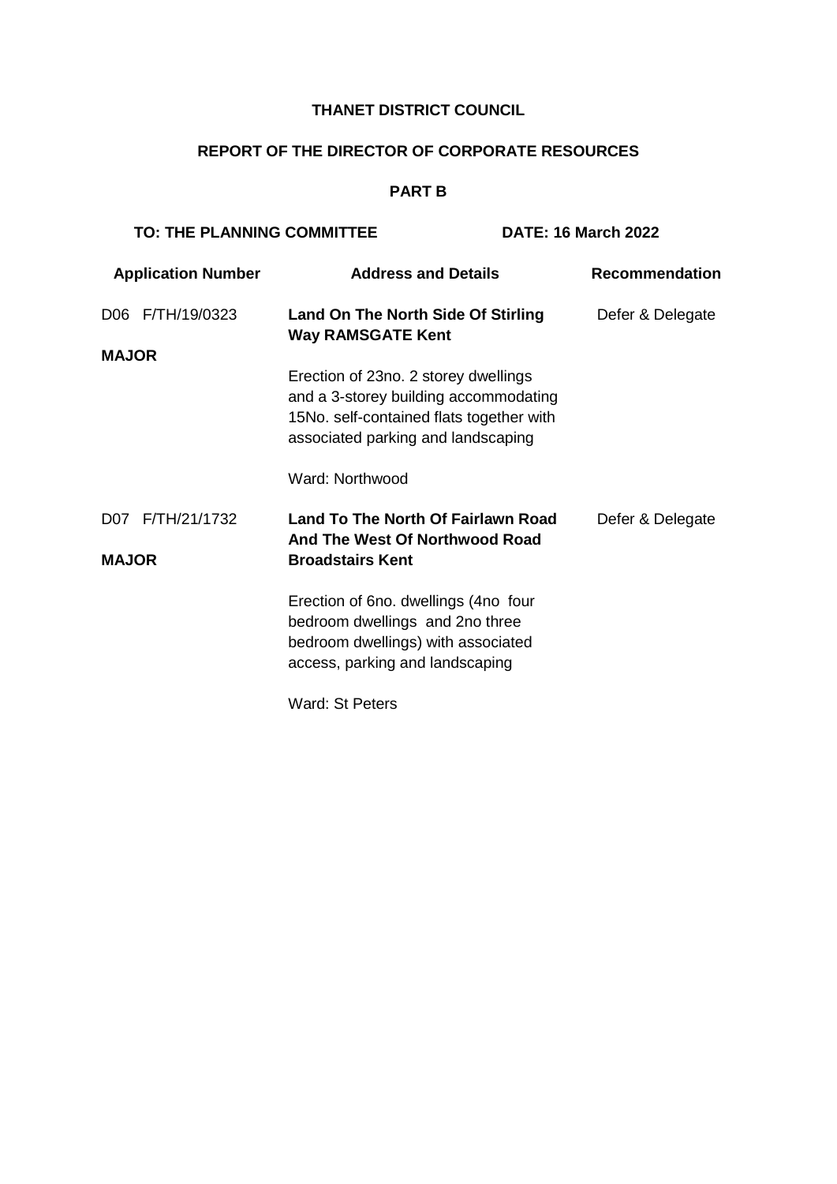**THANET DISTRICT COUNCIL**

**REPORT OF THE DIRECTOR OF CORPORATE RESOURCES**

**PART B**

**TO: THE PLANNING COMMITTEE** **DATE: 16 March 2022**

| Application Number | Address and Details | Recommendation |
|---|---|---|
| D06 F/TH/19/0323<br><br>**MAJOR** | **Land On The North Side Of Stirling Way RAMSGATE Kent**<br><br>Erection of 23no. 2 storey dwellings and a 3-storey building accommodating 15No. self-contained flats together with associated parking and landscaping<br><br>Ward: Northwood | Defer & Delegate |
| D07 F/TH/21/1732<br><br>**MAJOR** | **Land To The North Of Fairlawn Road And The West Of Northwood Road Broadstairs Kent**<br><br>Erection of 6no. dwellings (4no four bedroom dwellings and 2no three bedroom dwellings) with associated access, parking and landscaping<br><br>Ward: St Peters | Defer & Delegate |